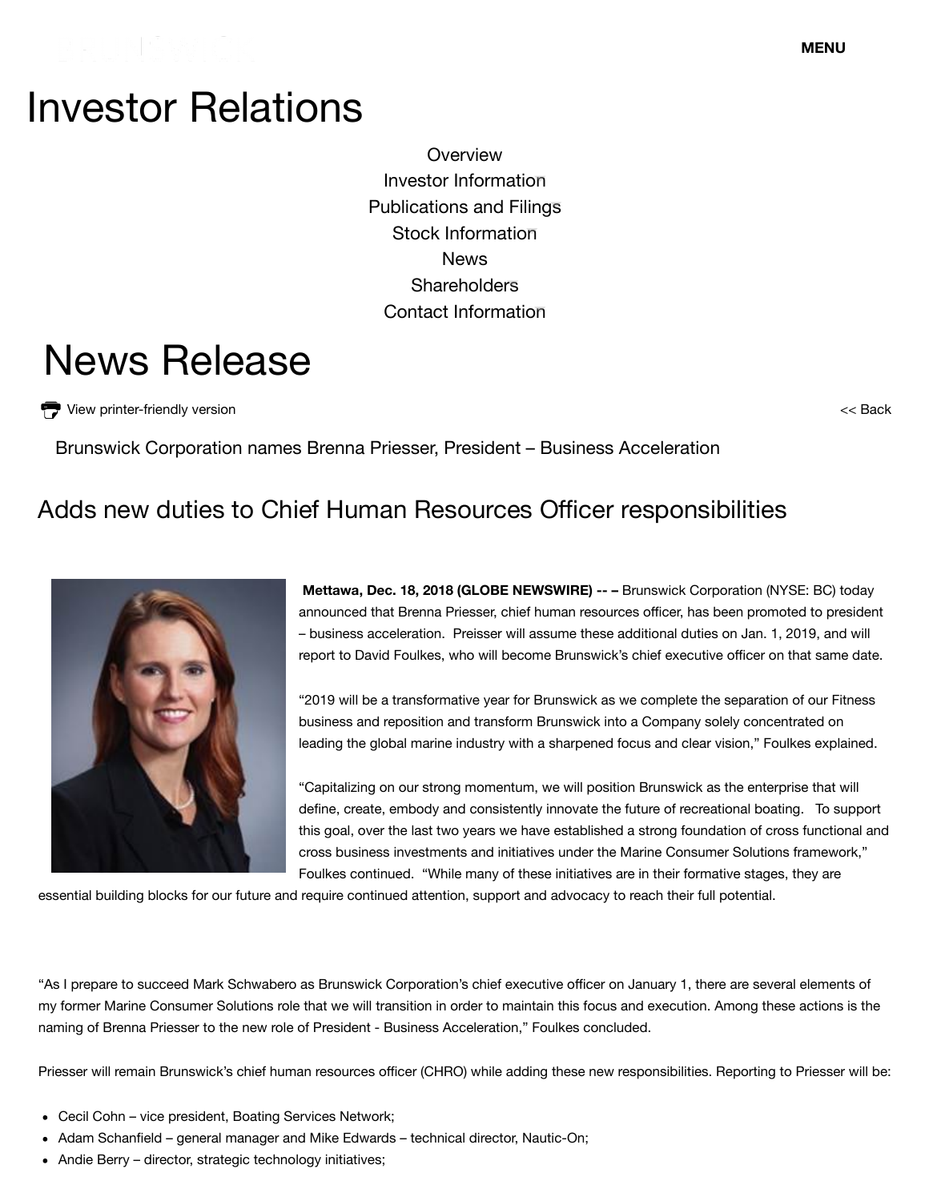# Investor Relations

Overview
Investor Information
Publications and Filings
Stock Information
News
Shareholders
Contact Information

# News Release

View printer-friendly version

<< Back

Brunswick Corporation names Brenna Priesser, President – Business Acceleration

## Adds new duties to Chief Human Resources Officer responsibilities

**Mettawa, Dec. 18, 2018 (GLOBE NEWSWIRE) -- –** Brunswick Corporation (NYSE: BC) today announced that Brenna Priesser, chief human resources officer, has been promoted to president – business acceleration. Preisser will assume these additional duties on Jan. 1, 2019, and will report to David Foulkes, who will become Brunswick's chief executive officer on that same date.

"2019 will be a transformative year for Brunswick as we complete the separation of our Fitness business and reposition and transform Brunswick into a Company solely concentrated on leading the global marine industry with a sharpened focus and clear vision," Foulkes explained.

"Capitalizing on our strong momentum, we will position Brunswick as the enterprise that will define, create, embody and consistently innovate the future of recreational boating. To support this goal, over the last two years we have established a strong foundation of cross functional and cross business investments and initiatives under the Marine Consumer Solutions framework," Foulkes continued. "While many of these initiatives are in their formative stages, they are essential building blocks for our future and require continued attention, support and advocacy to reach their full potential.

"As I prepare to succeed Mark Schwabero as Brunswick Corporation's chief executive officer on January 1, there are several elements of my former Marine Consumer Solutions role that we will transition in order to maintain this focus and execution. Among these actions is the naming of Brenna Priesser to the new role of President - Business Acceleration," Foulkes concluded.

Priesser will remain Brunswick's chief human resources officer (CHRO) while adding these new responsibilities. Reporting to Priesser will be:

- Cecil Cohn – vice president, Boating Services Network;
- Adam Schanfield – general manager and Mike Edwards – technical director, Nautic-On;
- Andie Berry – director, strategic technology initiatives;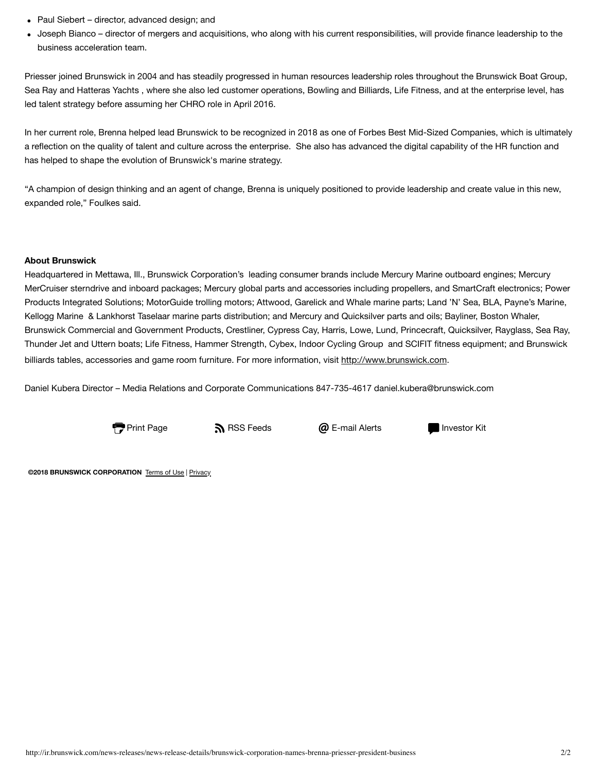- Paul Siebert – director, advanced design; and
- Joseph Bianco – director of mergers and acquisitions, who along with his current responsibilities, will provide finance leadership to the business acceleration team.

Priesser joined Brunswick in 2004 and has steadily progressed in human resources leadership roles throughout the Brunswick Boat Group, Sea Ray and Hatteras Yachts , where she also led customer operations, Bowling and Billiards, Life Fitness, and at the enterprise level, has led talent strategy before assuming her CHRO role in April 2016.

In her current role, Brenna helped lead Brunswick to be recognized in 2018 as one of Forbes Best Mid-Sized Companies, which is ultimately a reflection on the quality of talent and culture across the enterprise. She also has advanced the digital capability of the HR function and has helped to shape the evolution of Brunswick's marine strategy.

"A champion of design thinking and an agent of change, Brenna is uniquely positioned to provide leadership and create value in this new, expanded role," Foulkes said.

**About Brunswick**

Headquartered in Mettawa, Ill., Brunswick Corporation's leading consumer brands include Mercury Marine outboard engines; Mercury MerCruiser sterndrive and inboard packages; Mercury global parts and accessories including propellers, and SmartCraft electronics; Power Products Integrated Solutions; MotorGuide trolling motors; Attwood, Garelick and Whale marine parts; Land 'N' Sea, BLA, Payne's Marine, Kellogg Marine & Lankhorst Taselaar marine parts distribution; and Mercury and Quicksilver parts and oils; Bayliner, Boston Whaler, Brunswick Commercial and Government Products, Crestliner, Cypress Cay, Harris, Lowe, Lund, Princecraft, Quicksilver, Rayglass, Sea Ray, Thunder Jet and Uttern boats; Life Fitness, Hammer Strength, Cybex, Indoor Cycling Group and SCIFIT fitness equipment; and Brunswick billiards tables, accessories and game room furniture. For more information, visit http://www.brunswick.com.

Daniel Kubera Director – Media Relations and Corporate Communications 847-735-4617 daniel.kubera@brunswick.com

Print Page RSS Feeds E-mail Alerts Investor Kit

**©2018 BRUNSWICK CORPORATION** Terms of Use | Privacy